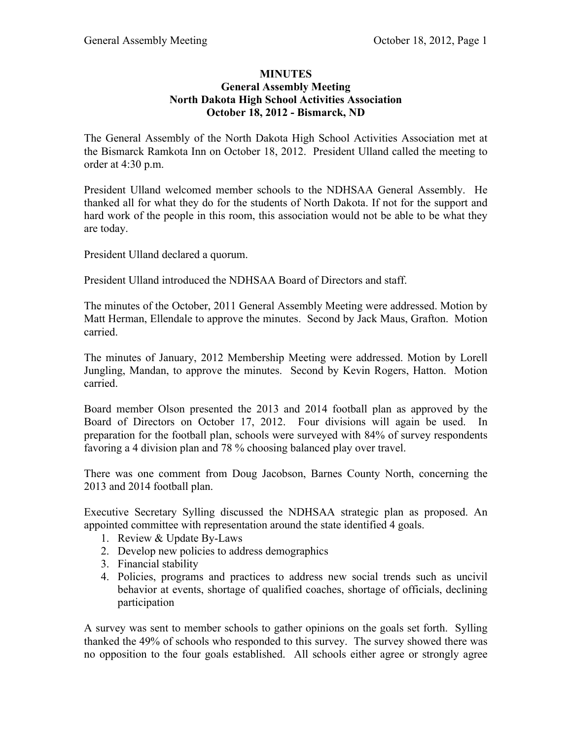# MINUTES
## General Assembly Meeting
## North Dakota High School Activities Association
## October 18, 2012 - Bismarck, ND

The General Assembly of the North Dakota High School Activities Association met at the Bismarck Ramkota Inn on October 18, 2012. President Ulland called the meeting to order at 4:30 p.m.

President Ulland welcomed member schools to the NDHSAA General Assembly. He thanked all for what they do for the students of North Dakota. If not for the support and hard work of the people in this room, this association would not be able to be what they are today.

President Ulland declared a quorum.

President Ulland introduced the NDHSAA Board of Directors and staff.

The minutes of the October, 2011 General Assembly Meeting were addressed. Motion by Matt Herman, Ellendale to approve the minutes. Second by Jack Maus, Grafton. Motion carried.

The minutes of January, 2012 Membership Meeting were addressed. Motion by Lorell Jungling, Mandan, to approve the minutes. Second by Kevin Rogers, Hatton. Motion carried.

Board member Olson presented the 2013 and 2014 football plan as approved by the Board of Directors on October 17, 2012. Four divisions will again be used. In preparation for the football plan, schools were surveyed with 84% of survey respondents favoring a 4 division plan and 78 % choosing balanced play over travel.

There was one comment from Doug Jacobson, Barnes County North, concerning the 2013 and 2014 football plan.

Executive Secretary Sylling discussed the NDHSAA strategic plan as proposed. An appointed committee with representation around the state identified 4 goals.

1. Review & Update By-Laws
2. Develop new policies to address demographics
3. Financial stability
4. Policies, programs and practices to address new social trends such as uncivil behavior at events, shortage of qualified coaches, shortage of officials, declining participation

A survey was sent to member schools to gather opinions on the goals set forth. Sylling thanked the 49% of schools who responded to this survey. The survey showed there was no opposition to the four goals established. All schools either agree or strongly agree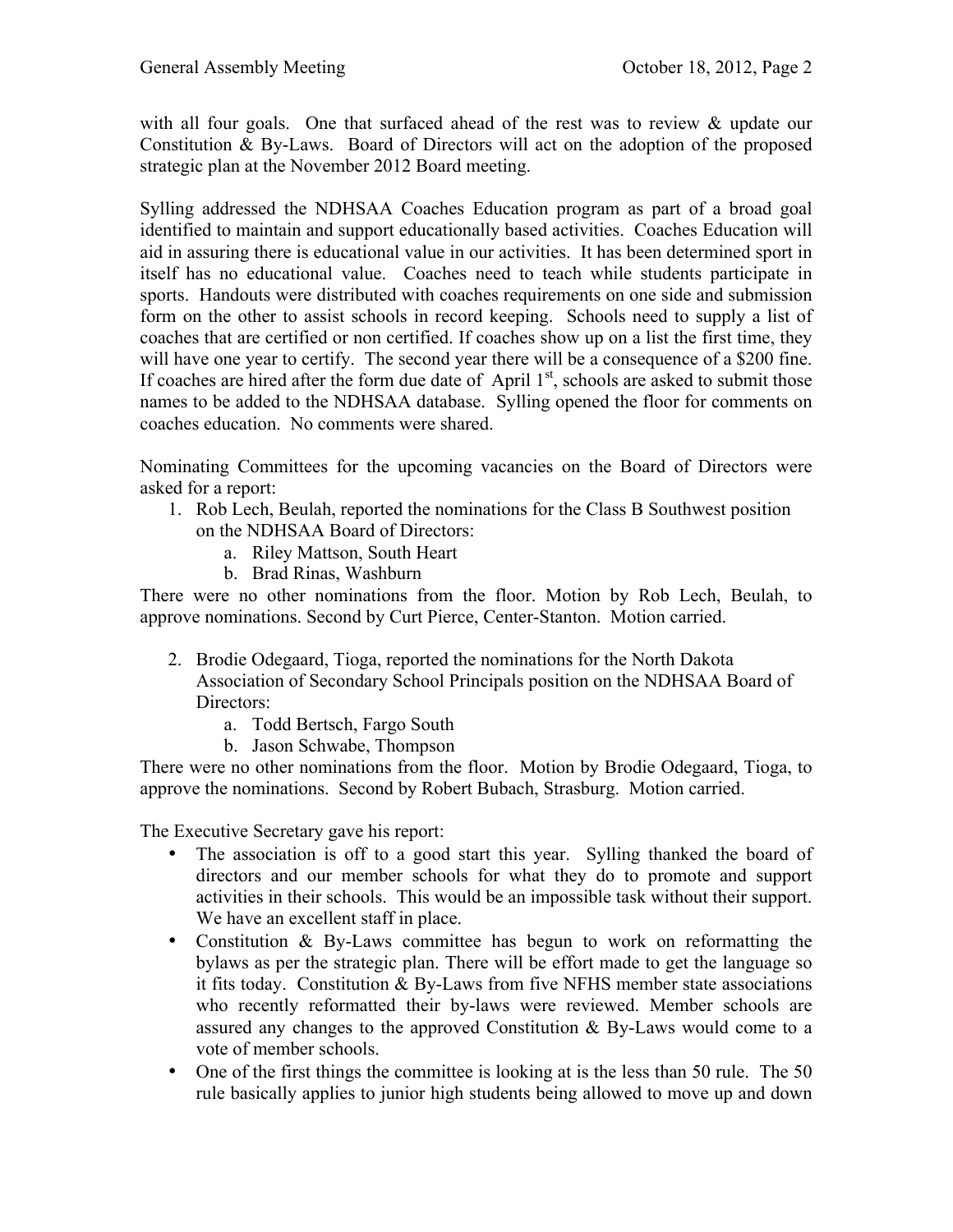with all four goals. One that surfaced ahead of the rest was to review & update our Constitution & By-Laws. Board of Directors will act on the adoption of the proposed strategic plan at the November 2012 Board meeting.

Sylling addressed the NDHSAA Coaches Education program as part of a broad goal identified to maintain and support educationally based activities. Coaches Education will aid in assuring there is educational value in our activities. It has been determined sport in itself has no educational value. Coaches need to teach while students participate in sports. Handouts were distributed with coaches requirements on one side and submission form on the other to assist schools in record keeping. Schools need to supply a list of coaches that are certified or non certified. If coaches show up on a list the first time, they will have one year to certify. The second year there will be a consequence of a $200 fine. If coaches are hired after the form due date of April 1st, schools are asked to submit those names to be added to the NDHSAA database. Sylling opened the floor for comments on coaches education. No comments were shared.

Nominating Committees for the upcoming vacancies on the Board of Directors were asked for a report:

1. Rob Lech, Beulah, reported the nominations for the Class B Southwest position on the NDHSAA Board of Directors:
   a. Riley Mattson, South Heart
   b. Brad Rinas, Washburn

There were no other nominations from the floor. Motion by Rob Lech, Beulah, to approve nominations. Second by Curt Pierce, Center-Stanton. Motion carried.

2. Brodie Odegaard, Tioga, reported the nominations for the North Dakota Association of Secondary School Principals position on the NDHSAA Board of Directors:
   a. Todd Bertsch, Fargo South
   b. Jason Schwabe, Thompson

There were no other nominations from the floor. Motion by Brodie Odegaard, Tioga, to approve the nominations. Second by Robert Bubach, Strasburg. Motion carried.

The Executive Secretary gave his report:

- The association is off to a good start this year. Sylling thanked the board of directors and our member schools for what they do to promote and support activities in their schools. This would be an impossible task without their support. We have an excellent staff in place.
- Constitution & By-Laws committee has begun to work on reformatting the bylaws as per the strategic plan. There will be effort made to get the language so it fits today. Constitution & By-Laws from five NFHS member state associations who recently reformatted their by-laws were reviewed. Member schools are assured any changes to the approved Constitution & By-Laws would come to a vote of member schools.
- One of the first things the committee is looking at is the less than 50 rule. The 50 rule basically applies to junior high students being allowed to move up and down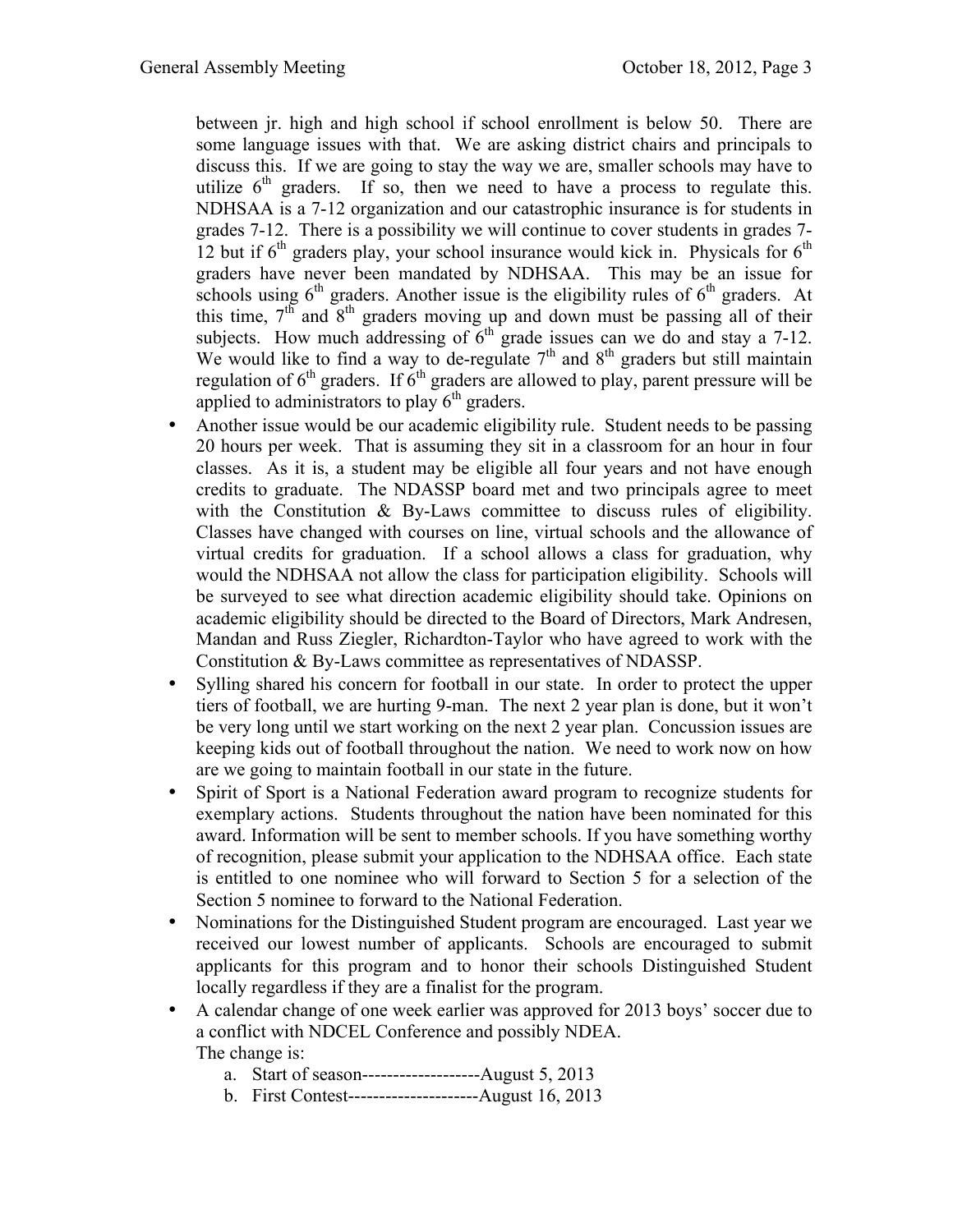between jr. high and high school if school enrollment is below 50. There are some language issues with that. We are asking district chairs and principals to discuss this. If we are going to stay the way we are, smaller schools may have to utilize 6$^{th}$ graders. If so, then we need to have a process to regulate this. NDHSAA is a 7-12 organization and our catastrophic insurance is for students in grades 7-12. There is a possibility we will continue to cover students in grades 7-12 but if 6$^{th}$ graders play, your school insurance would kick in. Physicals for 6$^{th}$ graders have never been mandated by NDHSAA. This may be an issue for schools using 6$^{th}$ graders. Another issue is the eligibility rules of 6$^{th}$ graders. At this time, 7$^{th}$ and 8$^{th}$ graders moving up and down must be passing all of their subjects. How much addressing of 6$^{th}$ grade issues can we do and stay a 7-12. We would like to find a way to de-regulate 7$^{th}$ and 8$^{th}$ graders but still maintain regulation of 6$^{th}$ graders. If 6$^{th}$ graders are allowed to play, parent pressure will be applied to administrators to play 6$^{th}$ graders.

- Another issue would be our academic eligibility rule. Student needs to be passing 20 hours per week. That is assuming they sit in a classroom for an hour in four classes. As it is, a student may be eligible all four years and not have enough credits to graduate. The NDASSP board met and two principals agree to meet with the Constitution & By-Laws committee to discuss rules of eligibility. Classes have changed with courses on line, virtual schools and the allowance of virtual credits for graduation. If a school allows a class for graduation, why would the NDHSAA not allow the class for participation eligibility. Schools will be surveyed to see what direction academic eligibility should take. Opinions on academic eligibility should be directed to the Board of Directors, Mark Andresen, Mandan and Russ Ziegler, Richardton-Taylor who have agreed to work with the Constitution & By-Laws committee as representatives of NDASSP.
- Sylling shared his concern for football in our state. In order to protect the upper tiers of football, we are hurting 9-man. The next 2 year plan is done, but it won't be very long until we start working on the next 2 year plan. Concussion issues are keeping kids out of football throughout the nation. We need to work now on how are we going to maintain football in our state in the future.
- Spirit of Sport is a National Federation award program to recognize students for exemplary actions. Students throughout the nation have been nominated for this award. Information will be sent to member schools. If you have something worthy of recognition, please submit your application to the NDHSAA office. Each state is entitled to one nominee who will forward to Section 5 for a selection of the Section 5 nominee to forward to the National Federation.
- Nominations for the Distinguished Student program are encouraged. Last year we received our lowest number of applicants. Schools are encouraged to submit applicants for this program and to honor their schools Distinguished Student locally regardless if they are a finalist for the program.
- A calendar change of one week earlier was approved for 2013 boys' soccer due to a conflict with NDCEL Conference and possibly NDEA.
  The change is:
  a. Start of season-------------------August 5, 2013
  b. First Contest---------------------August 16, 2013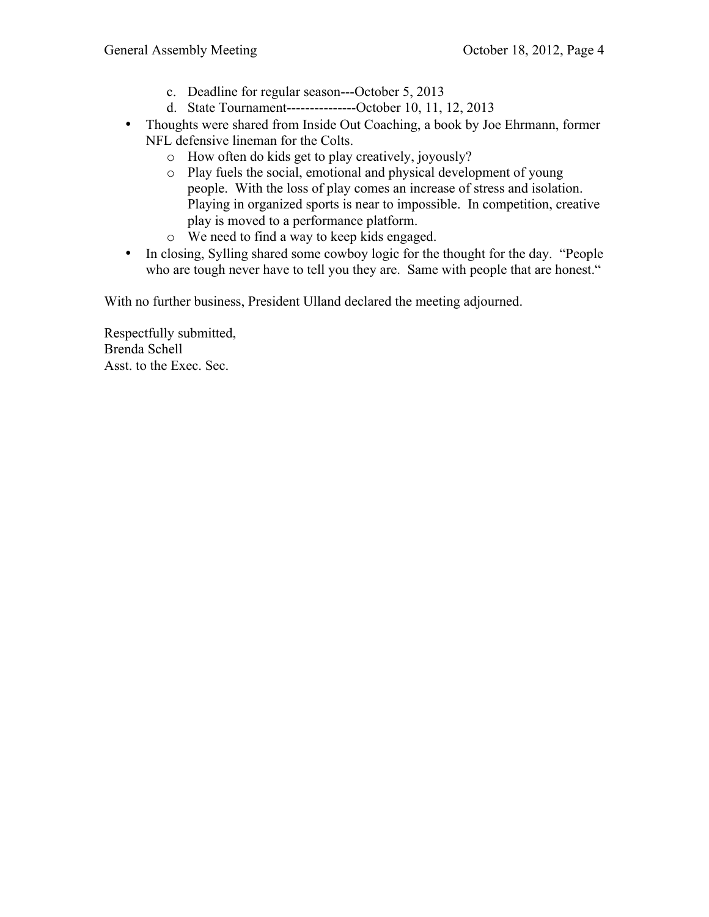c. Deadline for regular season---October 5, 2013
  d. State Tournament---------------October 10, 11, 12, 2013

- Thoughts were shared from Inside Out Coaching, a book by Joe Ehrmann, former NFL defensive lineman for the Colts.
  - How often do kids get to play creatively, joyously?
  - Play fuels the social, emotional and physical development of young people. With the loss of play comes an increase of stress and isolation. Playing in organized sports is near to impossible. In competition, creative play is moved to a performance platform.
  - We need to find a way to keep kids engaged.
- In closing, Sylling shared some cowboy logic for the thought for the day. "People who are tough never have to tell you they are. Same with people that are honest."

With no further business, President Ulland declared the meeting adjourned.

Respectfully submitted,
Brenda Schell
Asst. to the Exec. Sec.